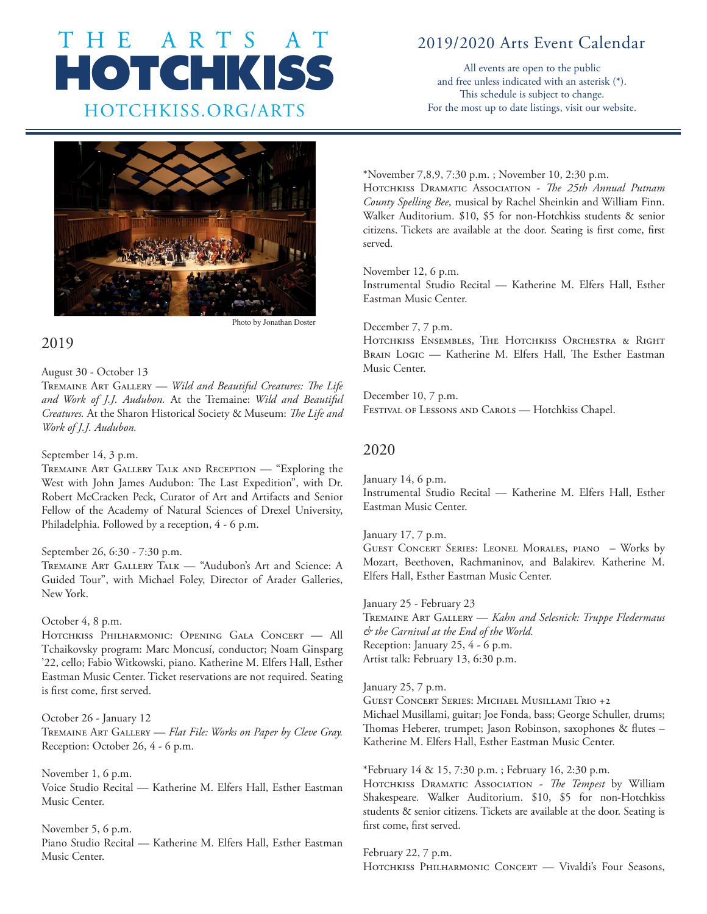# THE ARTS AT HOTCHKISS

HOTCHKISS.ORG/ARTS

## 2019/2020 Arts Event Calendar

All events are open to the public and free unless indicated with an asterisk (*). This schedule is subject to change. For the most up to date listings, visit our website.

Photo by Jonathan Doster

## 2019

August 30 - October 13
Tremaine Art Gallery — *Wild and Beautiful Creatures: The Life and Work of J.J. Audubon.* At the Tremaine: *Wild and Beautiful Creatures.* At the Sharon Historical Society & Museum: *The Life and Work of J.J. Audubon.*

September 14, 3 p.m.
Tremaine Art Gallery Talk and Reception — "Exploring the West with John James Audubon: The Last Expedition", with Dr. Robert McCracken Peck, Curator of Art and Artifacts and Senior Fellow of the Academy of Natural Sciences of Drexel University, Philadelphia. Followed by a reception, 4 - 6 p.m.

September 26, 6:30 - 7:30 p.m.
Tremaine Art Gallery Talk — "Audubon's Art and Science: A Guided Tour", with Michael Foley, Director of Arader Galleries, New York.

October 4, 8 p.m.
Hotchkiss Philharmonic: Opening Gala Concert — All Tchaikovsky program: Marc Moncusí, conductor; Noam Ginsparg '22, cello; Fabio Witkowski, piano. Katherine M. Elfers Hall, Esther Eastman Music Center. Ticket reservations are not required. Seating is first come, first served.

October 26 - January 12
Tremaine Art Gallery — *Flat File: Works on Paper by Cleve Gray.*
Reception: October 26, 4 - 6 p.m.

November 1, 6 p.m.
Voice Studio Recital — Katherine M. Elfers Hall, Esther Eastman Music Center.

November 5, 6 p.m.
Piano Studio Recital — Katherine M. Elfers Hall, Esther Eastman Music Center.

*November 7,8,9, 7:30 p.m. ; November 10, 2:30 p.m.
Hotchkiss Dramatic Association - *The 25th Annual Putnam County Spelling Bee,* musical by Rachel Sheinkin and William Finn. Walker Auditorium. $10, $5 for non-Hotchkiss students & senior citizens. Tickets are available at the door. Seating is first come, first served.

November 12, 6 p.m.
Instrumental Studio Recital — Katherine M. Elfers Hall, Esther Eastman Music Center.

December 7, 7 p.m.
Hotchkiss Ensembles, The Hotchkiss Orchestra & Right Brain Logic — Katherine M. Elfers Hall, The Esther Eastman Music Center.

December 10, 7 p.m.
Festival of Lessons and Carols — Hotchkiss Chapel.

## 2020

January 14, 6 p.m.
Instrumental Studio Recital — Katherine M. Elfers Hall, Esther Eastman Music Center.

January 17, 7 p.m.
Guest Concert Series: Leonel Morales, piano – Works by Mozart, Beethoven, Rachmaninov, and Balakirev. Katherine M. Elfers Hall, Esther Eastman Music Center.

January 25 - February 23
Tremaine Art Gallery — *Kahn and Selesnick: Truppe Fledermaus & the Carnival at the End of the World.*
Reception: January 25, 4 - 6 p.m.
Artist talk: February 13, 6:30 p.m.

January 25, 7 p.m.
Guest Concert Series: Michael Musillami Trio +2
Michael Musillami, guitar; Joe Fonda, bass; George Schuller, drums; Thomas Heberer, trumpet; Jason Robinson, saxophones & flutes – Katherine M. Elfers Hall, Esther Eastman Music Center.

*February 14 & 15, 7:30 p.m. ; February 16, 2:30 p.m.
Hotchkiss Dramatic Association - *The Tempest* by William Shakespeare. Walker Auditorium. $10, $5 for non-Hotchkiss students & senior citizens. Tickets are available at the door. Seating is first come, first served.

February 22, 7 p.m.
Hotchkiss Philharmonic Concert — Vivaldi's Four Seasons,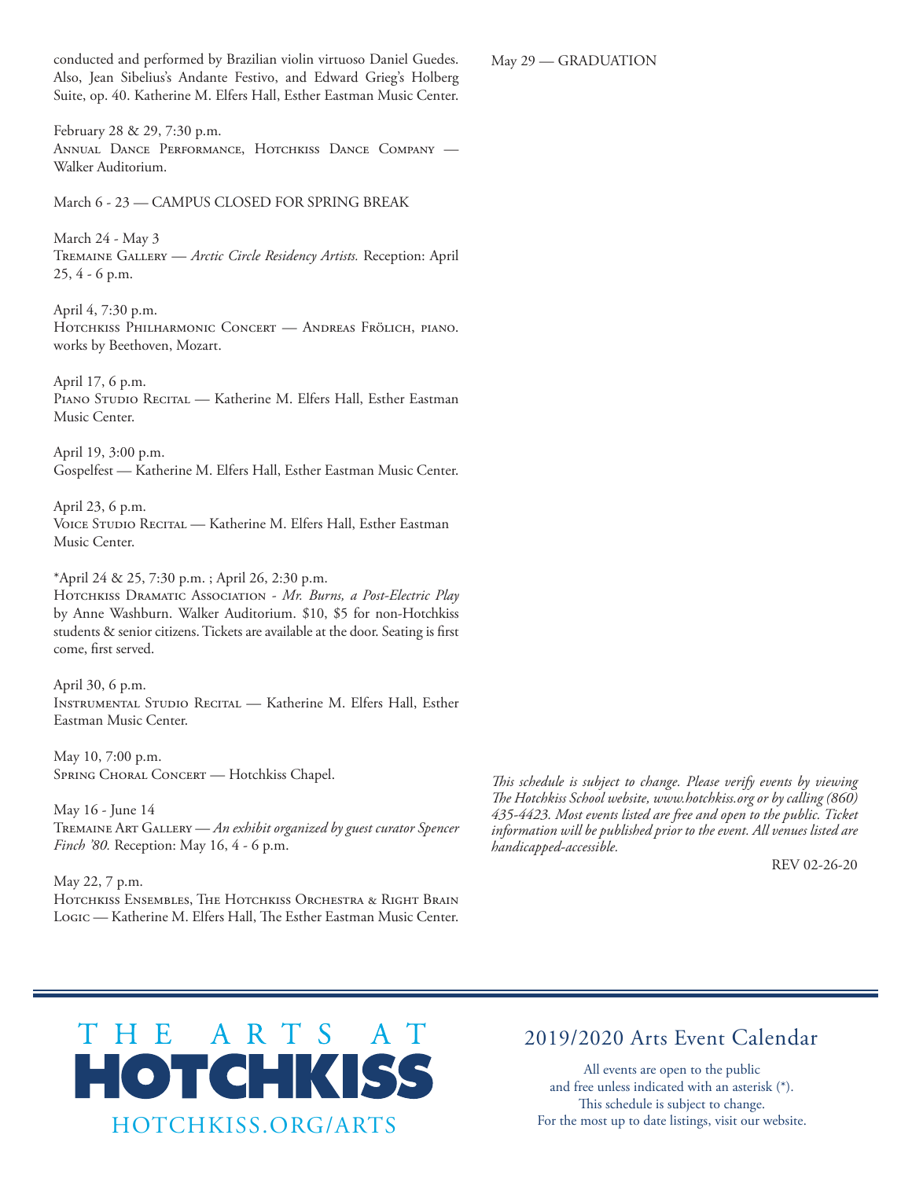conducted and performed by Brazilian violin virtuoso Daniel Guedes. Also, Jean Sibelius's Andante Festivo, and Edward Grieg's Holberg Suite, op. 40. Katherine M. Elfers Hall, Esther Eastman Music Center.

February 28 & 29, 7:30 p.m.
Annual Dance Performance, Hotchkiss Dance Company — Walker Auditorium.

March 6 - 23 — CAMPUS CLOSED FOR SPRING BREAK

March 24 - May 3
Tremaine Gallery — *Arctic Circle Residency Artists.* Reception: April 25, 4 - 6 p.m.

April 4, 7:30 p.m.
Hotchkiss Philharmonic Concert — Andreas Frölich, piano. works by Beethoven, Mozart.

April 17, 6 p.m.
Piano Studio Recital — Katherine M. Elfers Hall, Esther Eastman Music Center.

April 19, 3:00 p.m.
Gospelfest — Katherine M. Elfers Hall, Esther Eastman Music Center.

April 23, 6 p.m.
Voice Studio Recital — Katherine M. Elfers Hall, Esther Eastman Music Center.

*April 24 & 25, 7:30 p.m. ; April 26, 2:30 p.m.
Hotchkiss Dramatic Association - *Mr. Burns, a Post-Electric Play* by Anne Washburn. Walker Auditorium. $10, $5 for non-Hotchkiss students & senior citizens. Tickets are available at the door. Seating is first come, first served.

April 30, 6 p.m.
Instrumental Studio Recital — Katherine M. Elfers Hall, Esther Eastman Music Center.

May 10, 7:00 p.m.
Spring Choral Concert — Hotchkiss Chapel.

May 16 - June 14
Tremaine Art Gallery — *An exhibit organized by guest curator Spencer Finch '80.* Reception: May 16, 4 - 6 p.m.

May 22, 7 p.m.
Hotchkiss Ensembles, The Hotchkiss Orchestra & Right Brain Logic — Katherine M. Elfers Hall, The Esther Eastman Music Center.

May 29 — GRADUATION

*This schedule is subject to change. Please verify events by viewing The Hotchkiss School website, www.hotchkiss.org or by calling (860) 435-4423. Most events listed are free and open to the public. Ticket information will be published prior to the event. All venues listed are handicapped-accessible.*

REV 02-26-20

THE ARTS AT HOTCHKISS
HOTCHKISS.ORG/ARTS

## 2019/2020 Arts Event Calendar

All events are open to the public
and free unless indicated with an asterisk (*).
This schedule is subject to change.
For the most up to date listings, visit our website.